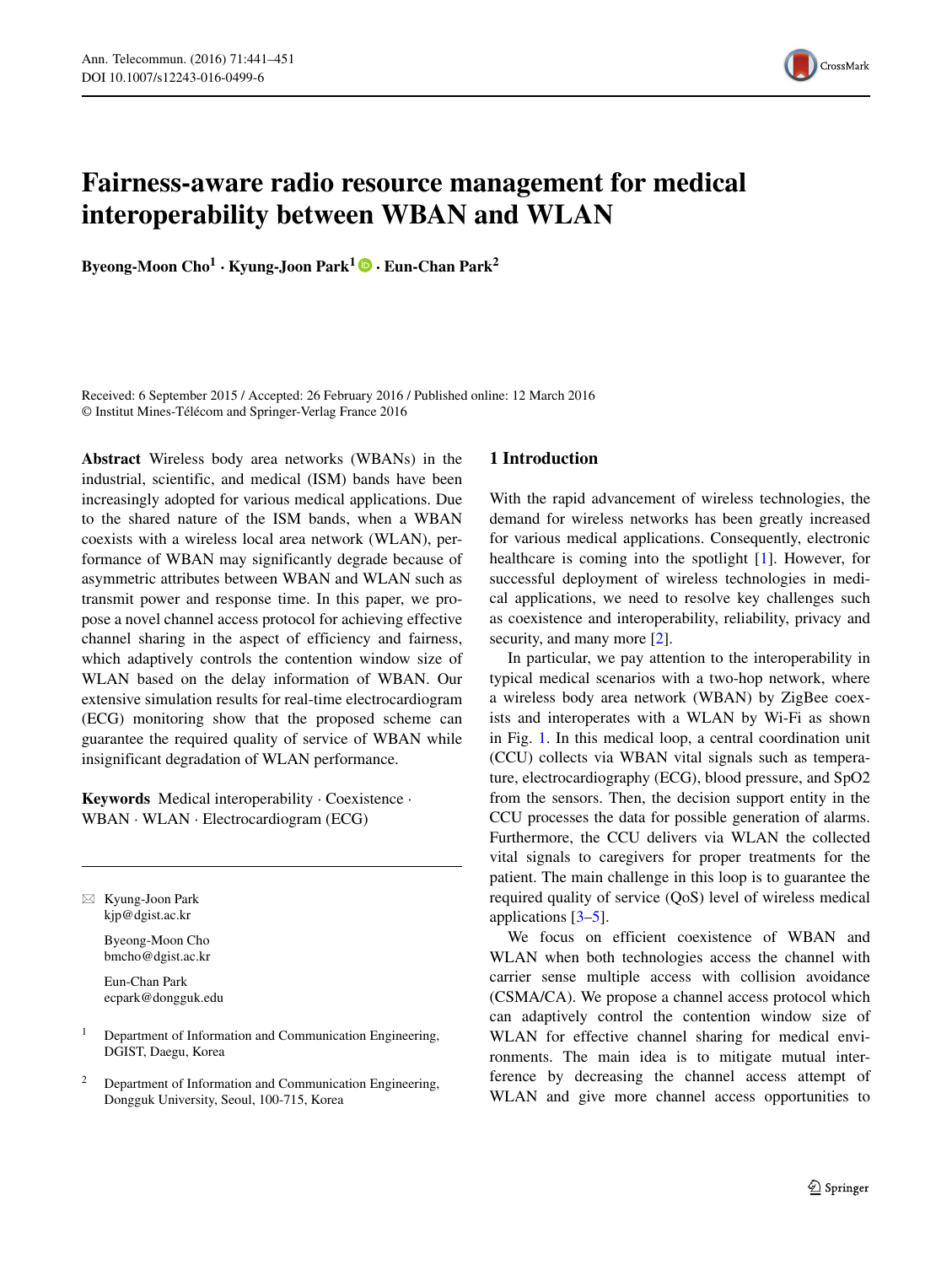# Fairness-aware radio resource management for medical interoperability between WBAN and WLAN

**Byeong-Moon Cho[1] · Kyung-Joon Park[1] · Eun-Chan Park[2]**

Received: 6 September 2015 / Accepted: 26 February 2016 / Published online: 12 March 2016
© Institut Mines-Télécom and Springer-Verlag France 2016

**Abstract** Wireless body area networks (WBANs) in the industrial, scientific, and medical (ISM) bands have been increasingly adopted for various medical applications. Due to the shared nature of the ISM bands, when a WBAN coexists with a wireless local area network (WLAN), performance of WBAN may significantly degrade because of asymmetric attributes between WBAN and WLAN such as transmit power and response time. In this paper, we propose a novel channel access protocol for achieving effective channel sharing in the aspect of efficiency and fairness, which adaptively controls the contention window size of WLAN based on the delay information of WBAN. Our extensive simulation results for real-time electrocardiogram (ECG) monitoring show that the proposed scheme can guarantee the required quality of service of WBAN while insignificant degradation of WLAN performance.

**Keywords** Medical interoperability · Coexistence · WBAN · WLAN · Electrocardiogram (ECG)

✉ Kyung-Joon Park
kjp@dgist.ac.kr

Byeong-Moon Cho
bmcho@dgist.ac.kr

Eun-Chan Park
ecpark@dongguk.edu

[1] Department of Information and Communication Engineering, DGIST, Daegu, Korea

[2] Department of Information and Communication Engineering, Dongguk University, Seoul, 100-715, Korea

## 1 Introduction

With the rapid advancement of wireless technologies, the demand for wireless networks has been greatly increased for various medical applications. Consequently, electronic healthcare is coming into the spotlight [1]. However, for successful deployment of wireless technologies in medical applications, we need to resolve key challenges such as coexistence and interoperability, reliability, privacy and security, and many more [2].

In particular, we pay attention to the interoperability in typical medical scenarios with a two-hop network, where a wireless body area network (WBAN) by ZigBee coexists and interoperates with a WLAN by Wi-Fi as shown in Fig. 1. In this medical loop, a central coordination unit (CCU) collects via WBAN vital signals such as temperature, electrocardiography (ECG), blood pressure, and SpO2 from the sensors. Then, the decision support entity in the CCU processes the data for possible generation of alarms. Furthermore, the CCU delivers via WLAN the collected vital signals to caregivers for proper treatments for the patient. The main challenge in this loop is to guarantee the required quality of service (QoS) level of wireless medical applications [3–5].

We focus on efficient coexistence of WBAN and WLAN when both technologies access the channel with carrier sense multiple access with collision avoidance (CSMA/CA). We propose a channel access protocol which can adaptively control the contention window size of WLAN for effective channel sharing for medical environments. The main idea is to mitigate mutual interference by decreasing the channel access attempt of WLAN and give more channel access opportunities to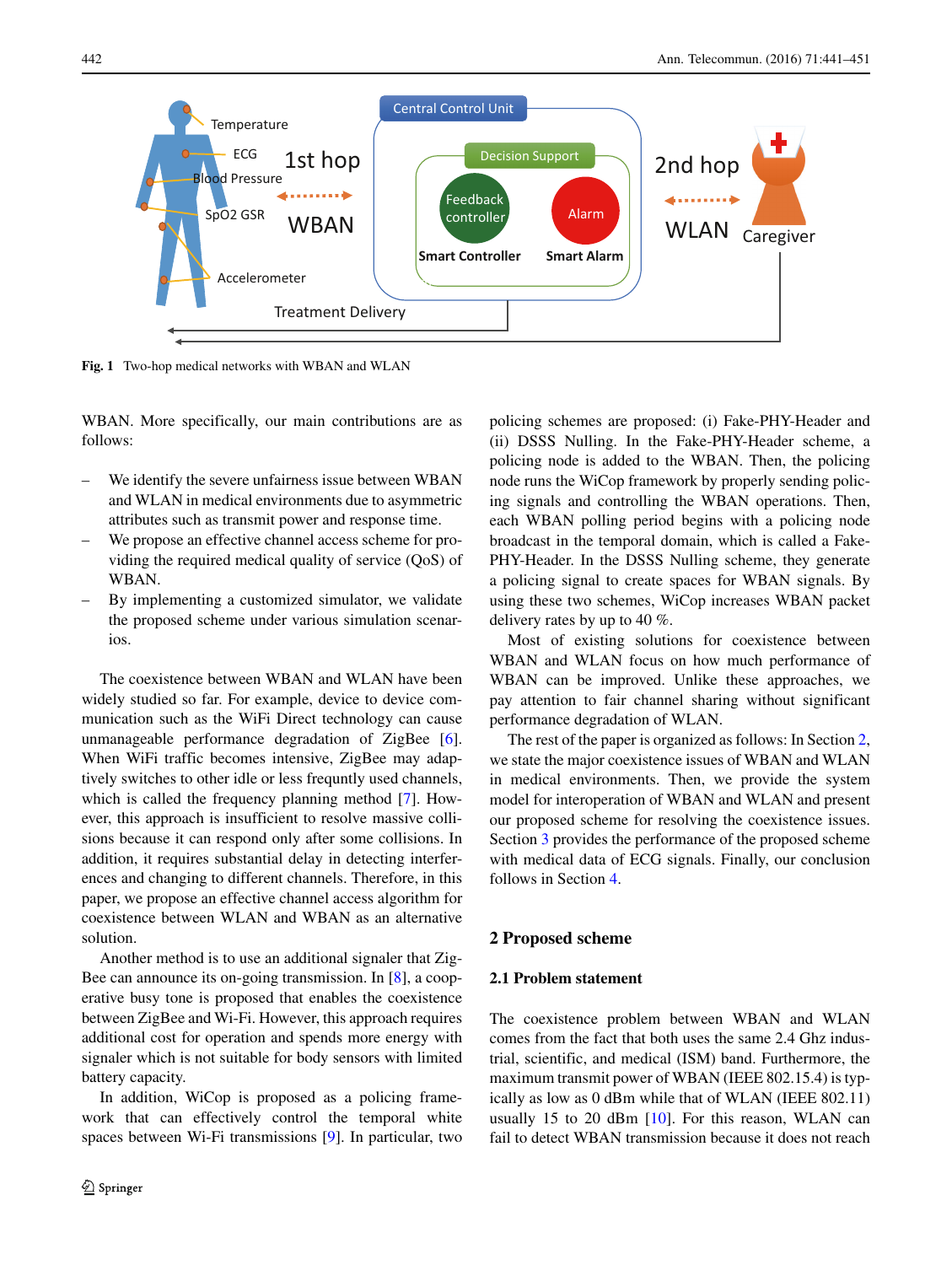Fig. 1 Two-hop medical networks with WBAN and WLAN

WBAN. More specifically, our main contributions are as follows:

- We identify the severe unfairness issue between WBAN and WLAN in medical environments due to asymmetric attributes such as transmit power and response time.
- We propose an effective channel access scheme for providing the required medical quality of service (QoS) of WBAN.
- By implementing a customized simulator, we validate the proposed scheme under various simulation scenarios.

The coexistence between WBAN and WLAN have been widely studied so far. For example, device to device communication such as the WiFi Direct technology can cause unmanageable performance degradation of ZigBee [6]. When WiFi traffic becomes intensive, ZigBee may adaptively switches to other idle or less frequntly used channels, which is called the frequency planning method [7]. However, this approach is insufficient to resolve massive collisions because it can respond only after some collisions. In addition, it requires substantial delay in detecting interferences and changing to different channels. Therefore, in this paper, we propose an effective channel access algorithm for coexistence between WLAN and WBAN as an alternative solution.

Another method is to use an additional signaler that ZigBee can announce its on-going transmission. In [8], a cooperative busy tone is proposed that enables the coexistence between ZigBee and Wi-Fi. However, this approach requires additional cost for operation and spends more energy with signaler which is not suitable for body sensors with limited battery capacity.

In addition, WiCop is proposed as a policing framework that can effectively control the temporal white spaces between Wi-Fi transmissions [9]. In particular, two policing schemes are proposed: (i) Fake-PHY-Header and (ii) DSSS Nulling. In the Fake-PHY-Header scheme, a policing node is added to the WBAN. Then, the policing node runs the WiCop framework by properly sending policing signals and controlling the WBAN operations. Then, each WBAN polling period begins with a policing node broadcast in the temporal domain, which is called a Fake-PHY-Header. In the DSSS Nulling scheme, they generate a policing signal to create spaces for WBAN signals. By using these two schemes, WiCop increases WBAN packet delivery rates by up to 40 %.

Most of existing solutions for coexistence between WBAN and WLAN focus on how much performance of WBAN can be improved. Unlike these approaches, we pay attention to fair channel sharing without significant performance degradation of WLAN.

The rest of the paper is organized as follows: In Section 2, we state the major coexistence issues of WBAN and WLAN in medical environments. Then, we provide the system model for interoperation of WBAN and WLAN and present our proposed scheme for resolving the coexistence issues. Section 3 provides the performance of the proposed scheme with medical data of ECG signals. Finally, our conclusion follows in Section 4.

## 2 Proposed scheme

### 2.1 Problem statement

The coexistence problem between WBAN and WLAN comes from the fact that both uses the same 2.4 Ghz industrial, scientific, and medical (ISM) band. Furthermore, the maximum transmit power of WBAN (IEEE 802.15.4) is typically as low as 0 dBm while that of WLAN (IEEE 802.11) usually 15 to 20 dBm [10]. For this reason, WLAN can fail to detect WBAN transmission because it does not reach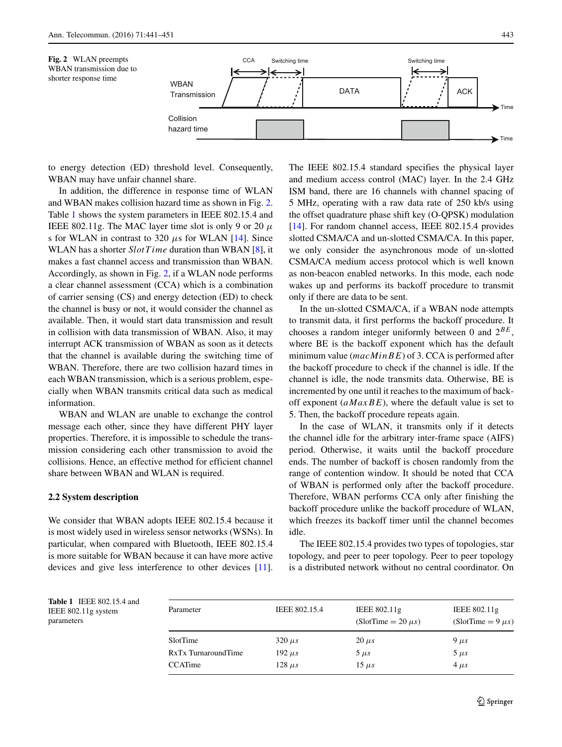Fig. 2 WLAN preempts WBAN transmission due to shorter response time

to energy detection (ED) threshold level. Consequently, WBAN may have unfair channel share.

In addition, the difference in response time of WLAN and WBAN makes collision hazard time as shown in Fig. 2. Table 1 shows the system parameters in IEEE 802.15.4 and IEEE 802.11g. The MAC layer time slot is only 9 or 20 $\mu$ s for WLAN in contrast to 320 $\mu$s for WLAN [14]. Since WLAN has a shorter $SlotTime$ duration than WBAN [8], it makes a fast channel access and transmission than WBAN. Accordingly, as shown in Fig. 2, if a WLAN node performs a clear channel assessment (CCA) which is a combination of carrier sensing (CS) and energy detection (ED) to check the channel is busy or not, it would consider the channel as available. Then, it would start data transmission and result in collision with data transmission of WBAN. Also, it may interrupt ACK transmission of WBAN as soon as it detects that the channel is available during the switching time of WBAN. Therefore, there are two collision hazard times in each WBAN transmission, which is a serious problem, especially when WBAN transmits critical data such as medical information.

WBAN and WLAN are unable to exchange the control message each other, since they have different PHY layer properties. Therefore, it is impossible to schedule the transmission considering each other transmission to avoid the collisions. Hence, an effective method for efficient channel share between WBAN and WLAN is required.

### 2.2 System description

We consider that WBAN adopts IEEE 802.15.4 because it is most widely used in wireless sensor networks (WSNs). In particular, when compared with Bluetooth, IEEE 802.15.4 is more suitable for WBAN because it can have more active devices and give less interference to other devices [11]. The IEEE 802.15.4 standard specifies the physical layer and medium access control (MAC) layer. In the 2.4 GHz ISM band, there are 16 channels with channel spacing of 5 MHz, operating with a raw data rate of 250 kb/s using the offset quadrature phase shift key (O-QPSK) modulation [14]. For random channel access, IEEE 802.15.4 provides slotted CSMA/CA and un-slotted CSMA/CA. In this paper, we only consider the asynchronous mode of un-slotted CSMA/CA medium access protocol which is well known as non-beacon enabled networks. In this mode, each node wakes up and performs its backoff procedure to transmit only if there are data to be sent.

In the un-slotted CSMA/CA, if a WBAN node attempts to transmit data, it first performs the backoff procedure. It chooses a random integer uniformly between 0 and $2^{BE}$, where BE is the backoff exponent which has the default minimum value ($macMinBE$) of 3. CCA is performed after the backoff procedure to check if the channel is idle. If the channel is idle, the node transmits data. Otherwise, BE is incremented by one until it reaches to the maximum of backoff exponent ($aMaxBE$), where the default value is set to 5. Then, the backoff procedure repeats again.

In the case of WLAN, it transmits only if it detects the channel idle for the arbitrary inter-frame space (AIFS) period. Otherwise, it waits until the backoff procedure ends. The number of backoff is chosen randomly from the range of contention window. It should be noted that CCA of WBAN is performed only after the backoff procedure. Therefore, WBAN performs CCA only after finishing the backoff procedure unlike the backoff procedure of WLAN, which freezes its backoff timer until the channel becomes idle.

The IEEE 802.15.4 provides two types of topologies, star topology, and peer to peer topology. Peer to peer topology is a distributed network without no central coordinator. On

Table 1 IEEE 802.15.4 and IEEE 802.11g system parameters

| Parameter | IEEE 802.15.4 | IEEE 802.11g (SlotTime = 20 $\mu s$) | IEEE 802.11g (SlotTime = 9 $\mu s$) |
|---|---|---|---|
| SlotTime | 320 $\mu s$ | 20 $\mu s$ | 9 $\mu s$ |
| RxTx TurnaroundTime | 192 $\mu s$ | 5 $\mu s$ | 5 $\mu s$ |
| CCATime | 128 $\mu s$ | 15 $\mu s$ | 4 $\mu s$ |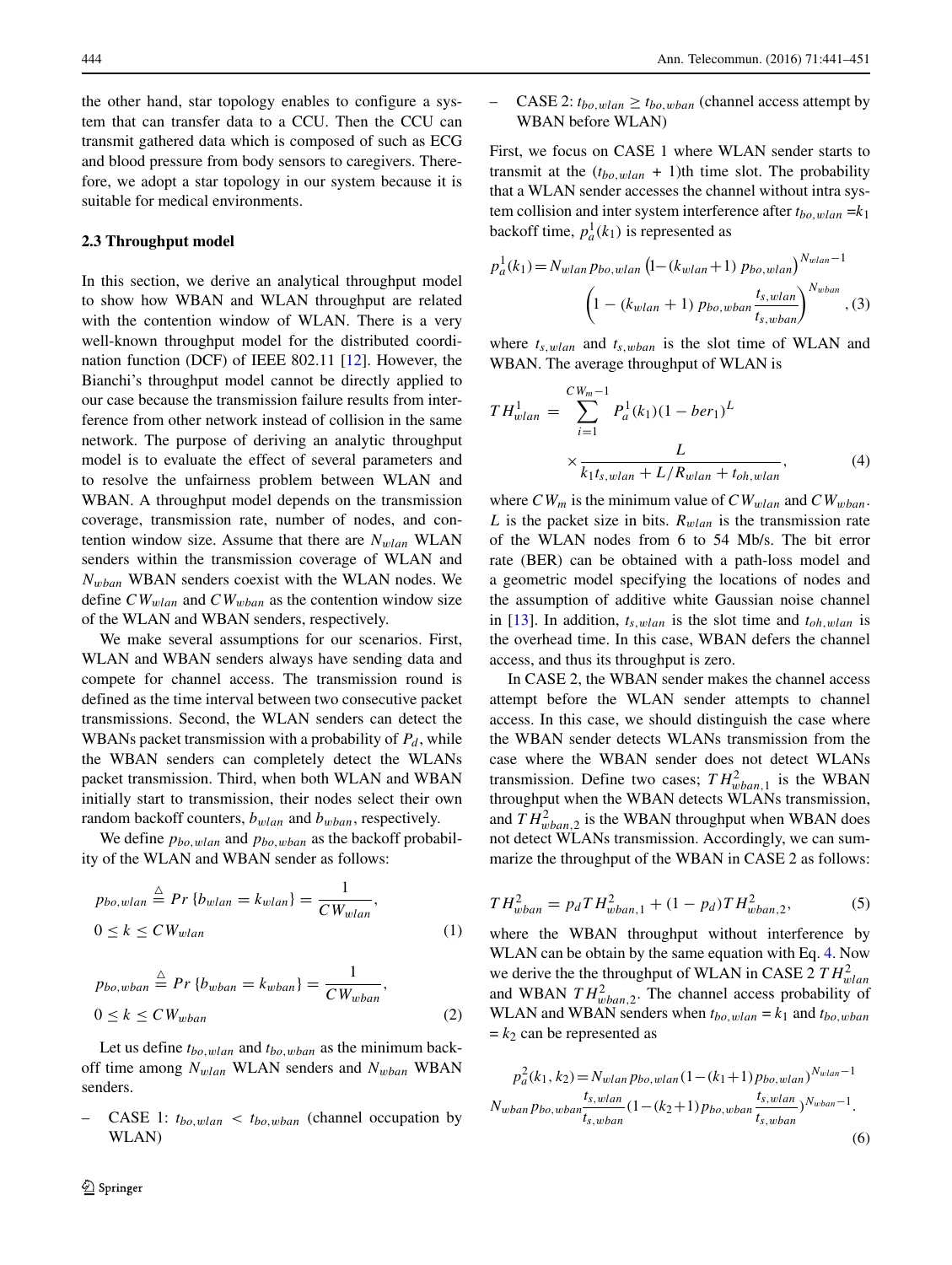the other hand, star topology enables to configure a system that can transfer data to a CCU. Then the CCU can transmit gathered data which is composed of such as ECG and blood pressure from body sensors to caregivers. Therefore, we adopt a star topology in our system because it is suitable for medical environments.

### 2.3 Throughput model

In this section, we derive an analytical throughput model to show how WBAN and WLAN throughput are related with the contention window of WLAN. There is a very well-known throughput model for the distributed coordination function (DCF) of IEEE 802.11 [12]. However, the Bianchi's throughput model cannot be directly applied to our case because the transmission failure results from interference from other network instead of collision in the same network. The purpose of deriving an analytic throughput model is to evaluate the effect of several parameters and to resolve the unfairness problem between WLAN and WBAN. A throughput model depends on the transmission coverage, transmission rate, number of nodes, and contention window size. Assume that there are $N_{wlan}$ WLAN senders within the transmission coverage of WLAN and $N_{wban}$ WBAN senders coexist with the WLAN nodes. We define $CW_{wlan}$ and $CW_{wban}$ as the contention window size of the WLAN and WBAN senders, respectively.

We make several assumptions for our scenarios. First, WLAN and WBAN senders always have sending data and compete for channel access. The transmission round is defined as the time interval between two consecutive packet transmissions. Second, the WLAN senders can detect the WBANs packet transmission with a probability of $P_d$, while the WBAN senders can completely detect the WLANs packet transmission. Third, when both WLAN and WBAN initially start to transmission, their nodes select their own random backoff counters, $b_{wlan}$ and $b_{wban}$, respectively.

We define $p_{bo,wlan}$ and $p_{bo,wban}$ as the backoff probability of the WLAN and WBAN sender as follows:

$$p_{bo,wlan} \overset{\triangle}{=} Pr\left\{b_{wlan} = k_{wlan}\right\} = \frac{1}{CW_{wlan}}, \quad 0 \leq k \leq CW_{wlan} \tag{1}$$

$$p_{bo,wban} \overset{\triangle}{=} Pr\left\{b_{wban} = k_{wban}\right\} = \frac{1}{CW_{wban}}, \quad 0 \leq k \leq CW_{wban} \tag{2}$$

Let us define $t_{bo,wlan}$ and $t_{bo,wban}$ as the minimum backoff time among $N_{wlan}$ WLAN senders and $N_{wban}$ WBAN senders.

- CASE 1: $t_{bo,wlan} < t_{bo,wban}$ (channel occupation by WLAN)
- CASE 2: $t_{bo,wlan} \geq t_{bo,wban}$ (channel access attempt by WBAN before WLAN)

First, we focus on CASE 1 where WLAN sender starts to transmit at the $(t_{bo,wlan} + 1)$th time slot. The probability that a WLAN sender accesses the channel without intra system collision and inter system interference after $t_{bo,wlan} = k_1$ backoff time, $p_a^1(k_1)$ is represented as

$$p_a^1(k_1) = N_{wlan} p_{bo,wlan} \left(1 - (k_{wlan} + 1)\, p_{bo,wlan}\right)^{N_{wlan}-1} \left(1 - (k_{wlan} + 1)\, p_{bo,wban} \frac{t_{s,wlan}}{t_{s,wban}}\right)^{N_{wban}}, \tag{3}$$

where $t_{s,wlan}$ and $t_{s,wban}$ is the slot time of WLAN and WBAN. The average throughput of WLAN is

$$TH_{wlan}^1 = \sum_{i=1}^{CW_m - 1} P_a^1(k_1)(1 - ber_1)^L \times \frac{L}{k_1 t_{s,wlan} + L/R_{wlan} + t_{oh,wlan}}, \tag{4}$$

where $CW_m$ is the minimum value of $CW_{wlan}$ and $CW_{wban}$. $L$ is the packet size in bits. $R_{wlan}$ is the transmission rate of the WLAN nodes from 6 to 54 Mb/s. The bit error rate (BER) can be obtained with a path-loss model and a geometric model specifying the locations of nodes and the assumption of additive white Gaussian noise channel in [13]. In addition, $t_{s,wlan}$ is the slot time and $t_{oh,wlan}$ is the overhead time. In this case, WBAN defers the channel access, and thus its throughput is zero.

In CASE 2, the WBAN sender makes the channel access attempt before the WLAN sender attempts to channel access. In this case, we should distinguish the case where the WBAN sender detects WLANs transmission from the case where the WBAN sender does not detect WLANs transmission. Define two cases; $TH_{wban,1}^2$ is the WBAN throughput when the WBAN detects WLANs transmission, and $TH_{wban,2}^2$ is the WBAN throughput when WBAN does not detect WLANs transmission. Accordingly, we can summarize the throughput of the WBAN in CASE 2 as follows:

$$TH_{wban}^2 = p_d TH_{wban,1}^2 + (1 - p_d) TH_{wban,2}^2, \tag{5}$$

where the WBAN throughput without interference by WLAN can be obtain by the same equation with Eq. 4. Now we derive the the throughput of WLAN in CASE 2 $TH_{wlan}^2$ and WBAN $TH_{wban,2}^2$. The channel access probability of WLAN and WBAN senders when $t_{bo,wlan} = k_1$ and $t_{bo,wban} = k_2$ can be represented as

$$p_a^2(k_1, k_2) = N_{wlan} p_{bo,wlan} (1 - (k_1 + 1) p_{bo,wlan})^{N_{wlan}-1} N_{wban} p_{bo,wban} \frac{t_{s,wlan}}{t_{s,wban}} (1 - (k_2 + 1) p_{bo,wban} \frac{t_{s,wlan}}{t_{s,wban}})^{N_{wban}-1}. \tag{6}$$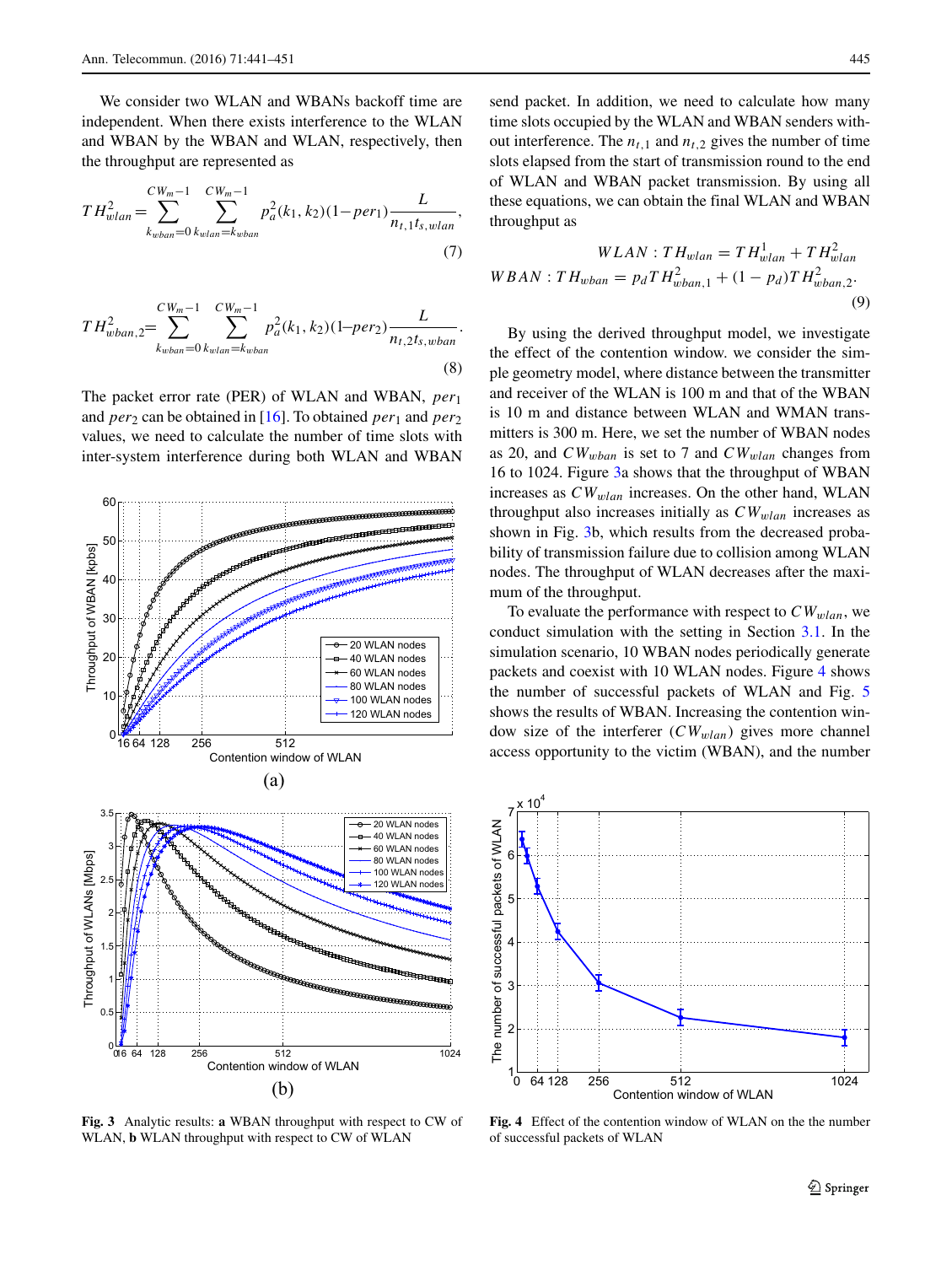We consider two WLAN and WBANs backoff time are independent. When there exists interference to the WLAN and WBAN by the WBAN and WLAN, respectively, then the throughput are represented as

$$TH^2_{wlan} = \sum_{k_{wban}=0}^{CW_m-1} \sum_{k_{wlan}=k_{wban}}^{CW_m-1} p_a^2(k_1,k_2)(1-per_1)\frac{L}{n_{t,1}t_{s,wlan}}, \tag{7}$$

$$TH^2_{wban,2} = \sum_{k_{wban}=0}^{CW_m-1} \sum_{k_{wlan}=k_{wban}}^{CW_m-1} p_a^2(k_1,k_2)(1-per_2)\frac{L}{n_{t,2}t_{s,wban}}. \tag{8}$$

The packet error rate (PER) of WLAN and WBAN, $per_1$ and $per_2$ can be obtained in [16]. To obtained $per_1$ and $per_2$ values, we need to calculate the number of time slots with inter-system interference during both WLAN and WBAN send packet. In addition, we need to calculate how many time slots occupied by the WLAN and WBAN senders without interference. The $n_{t,1}$ and $n_{t,2}$ gives the number of time slots elapsed from the start of transmission round to the end of WLAN and WBAN packet transmission. By using all these equations, we can obtain the final WLAN and WBAN throughput as

$$\begin{aligned} WLAN: TH_{wlan} &= TH^1_{wlan} + TH^2_{wlan} \\ WBAN: TH_{wban} &= p_d TH^2_{wban,1} + (1-p_d)TH^2_{wban,2}. \end{aligned} \tag{9}$$

By using the derived throughput model, we investigate the effect of the contention window. we consider the simple geometry model, where distance between the transmitter and receiver of the WLAN is 100 m and that of the WBAN is 10 m and distance between WLAN and WMAN transmitters is 300 m. Here, we set the number of WBAN nodes as 20, and $CW_{wban}$ is set to 7 and $CW_{wlan}$ changes from 16 to 1024. Figure 3a shows that the throughput of WBAN increases as $CW_{wlan}$ increases. On the other hand, WLAN throughput also increases initially as $CW_{wlan}$ increases as shown in Fig. 3b, which results from the decreased probability of transmission failure due to collision among WLAN nodes. The throughput of WLAN decreases after the maximum of the throughput.

To evaluate the performance with respect to $CW_{wlan}$, we conduct simulation with the setting in Section 3.1. In the simulation scenario, 10 WBAN nodes periodically generate packets and coexist with 10 WLAN nodes. Figure 4 shows the number of successful packets of WLAN and Fig. 5 shows the results of WBAN. Increasing the contention window size of the interferer ($CW_{wlan}$) gives more channel access opportunity to the victim (WBAN), and the number

**Fig. 3** Analytic results: **a** WBAN throughput with respect to CW of WLAN, **b** WLAN throughput with respect to CW of WLAN

**Fig. 4** Effect of the contention window of WLAN on the the number of successful packets of WLAN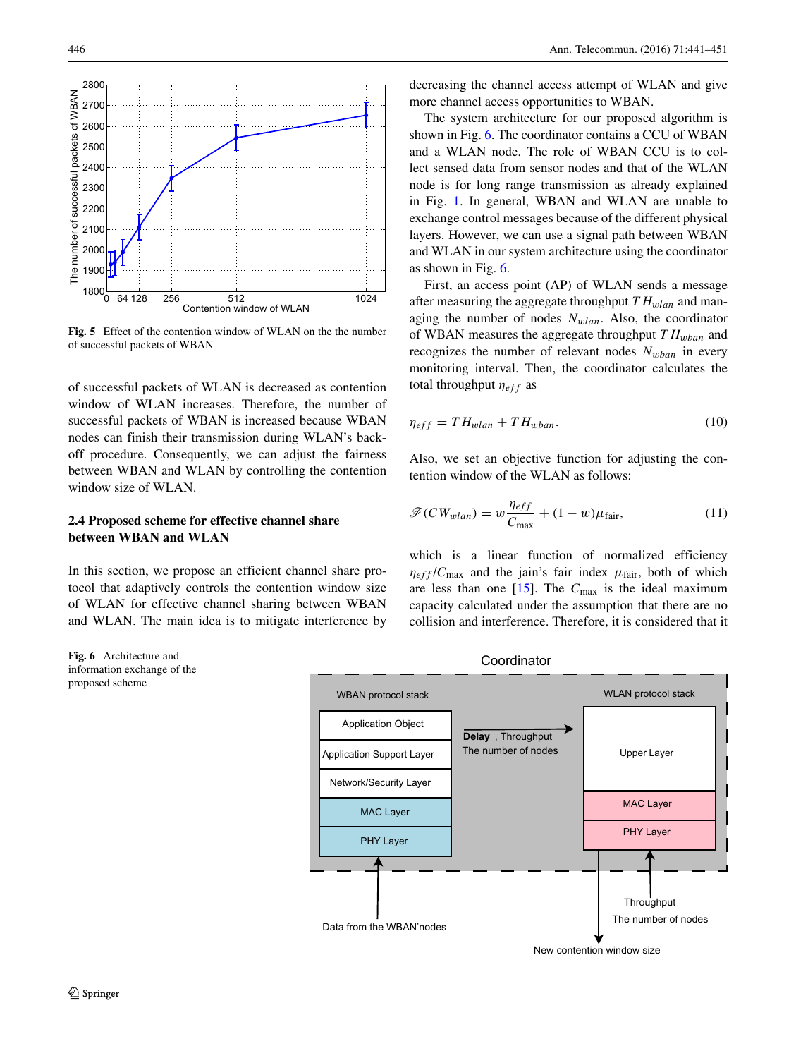Fig. 5 Effect of the contention window of WLAN on the the number of successful packets of WBAN

of successful packets of WLAN is decreased as contention window of WLAN increases. Therefore, the number of successful packets of WBAN is increased because WBAN nodes can finish their transmission during WLAN's back-off procedure. Consequently, we can adjust the fairness between WBAN and WLAN by controlling the contention window size of WLAN.

### 2.4 Proposed scheme for effective channel share between WBAN and WLAN

In this section, we propose an efficient channel share protocol that adaptively controls the contention window size of WLAN for effective channel sharing between WBAN and WLAN. The main idea is to mitigate interference by decreasing the channel access attempt of WLAN and give more channel access opportunities to WBAN.

The system architecture for our proposed algorithm is shown in Fig. 6. The coordinator contains a CCU of WBAN and a WLAN node. The role of WBAN CCU is to collect sensed data from sensor nodes and that of the WLAN node is for long range transmission as already explained in Fig. 1. In general, WBAN and WLAN are unable to exchange control messages because of the different physical layers. However, we can use a signal path between WBAN and WLAN in our system architecture using the coordinator as shown in Fig. 6.

First, an access point (AP) of WLAN sends a message after measuring the aggregate throughput $TH_{wlan}$ and managing the number of nodes $N_{wlan}$. Also, the coordinator of WBAN measures the aggregate throughput $TH_{wban}$ and recognizes the number of relevant nodes $N_{wban}$ in every monitoring interval. Then, the coordinator calculates the total throughput $\eta_{eff}$ as

$$\eta_{eff} = TH_{wlan} + TH_{wban}. \tag{10}$$

Also, we set an objective function for adjusting the contention window of the WLAN as follows:

$$\mathscr{F}(CW_{wlan}) = w\frac{\eta_{eff}}{C_{\max}} + (1-w)\mu_{\text{fair}}, \tag{11}$$

which is a linear function of normalized efficiency $\eta_{eff}/C_{\max}$ and the jain's fair index $\mu_{\text{fair}}$, both of which are less than one [15]. The $C_{\max}$ is the ideal maximum capacity calculated under the assumption that there are no collision and interference. Therefore, it is considered that it

Fig. 6 Architecture and information exchange of the proposed scheme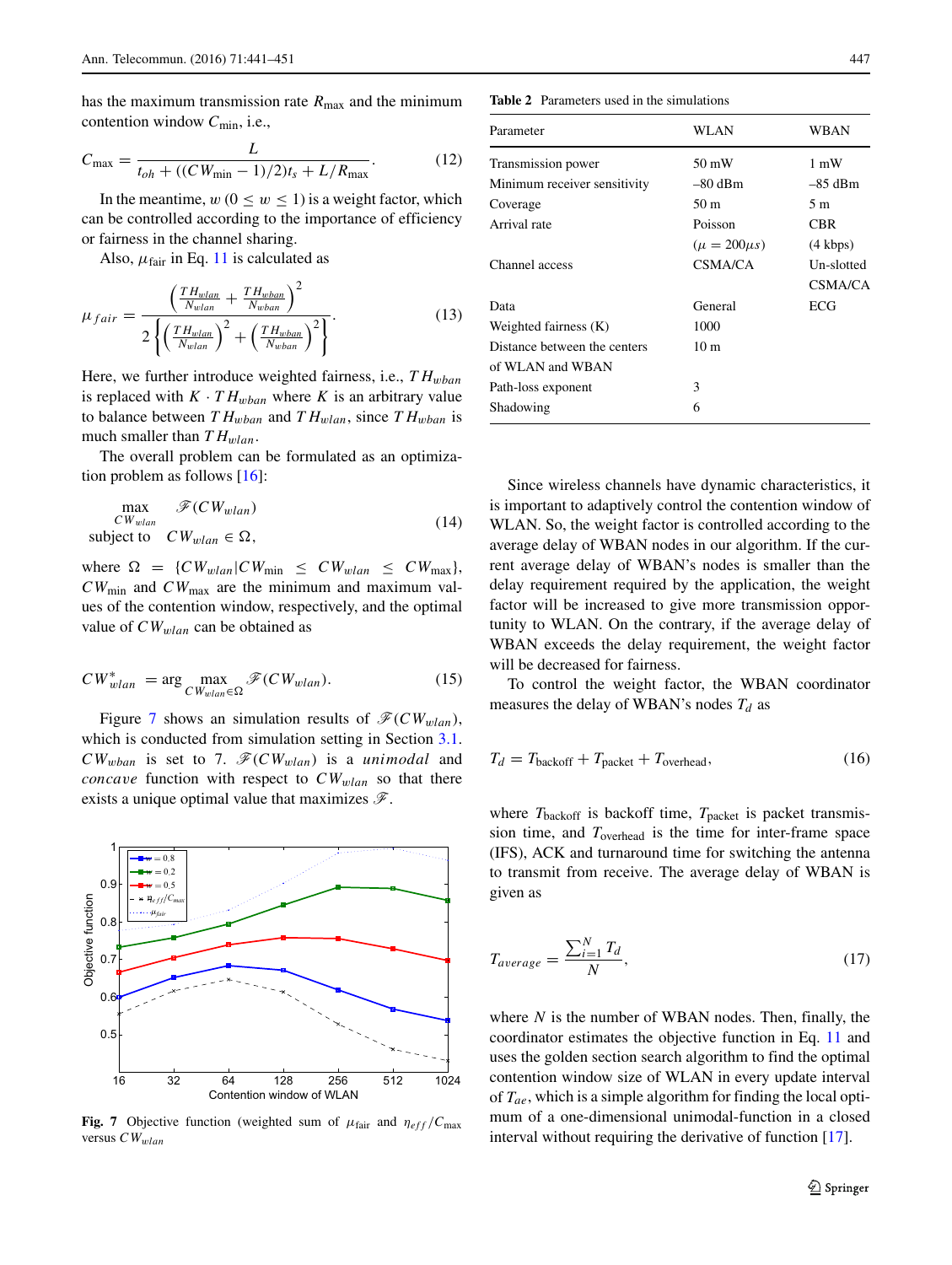has the maximum transmission rate $R_{\max}$ and the minimum contention window $C_{\min}$, i.e.,

$$C_{\max} = \frac{L}{t_{oh} + ((CW_{\min} - 1)/2)t_s + L/R_{\max}}. \tag{12}$$

In the meantime, $w$ ($0 \le w \le 1$) is a weight factor, which can be controlled according to the importance of efficiency or fairness in the channel sharing.

Also, $\mu_{\text{fair}}$ in Eq. 11 is calculated as

$$\mu_{fair} = \frac{\left(\frac{TH_{wlan}}{N_{wlan}} + \frac{TH_{wban}}{N_{wban}}\right)^2}{2\left\{\left(\frac{TH_{wlan}}{N_{wlan}}\right)^2 + \left(\frac{TH_{wban}}{N_{wban}}\right)^2\right\}}. \tag{13}$$

Here, we further introduce weighted fairness, i.e., $TH_{wban}$ is replaced with $K \cdot TH_{wban}$ where $K$ is an arbitrary value to balance between $TH_{wban}$ and $TH_{wlan}$, since $TH_{wban}$ is much smaller than $TH_{wlan}$.

The overall problem can be formulated as an optimization problem as follows [16]:

$$\max_{CW_{wlan}} \quad \mathscr{F}(CW_{wlan}) \qquad \text{subject to} \quad CW_{wlan} \in \Omega, \tag{14}$$

where $\Omega = \{CW_{wlan} | CW_{\min} \le CW_{wlan} \le CW_{\max}\}$, $CW_{\min}$ and $CW_{\max}$ are the minimum and maximum values of the contention window, respectively, and the optimal value of $CW_{wlan}$ can be obtained as

$$CW^*_{wlan} = \arg \max_{CW_{wlan} \in \Omega} \mathscr{F}(CW_{wlan}). \tag{15}$$

Figure 7 shows an simulation results of $\mathscr{F}(CW_{wlan})$, which is conducted from simulation setting in Section 3.1. $CW_{wban}$ is set to 7. $\mathscr{F}(CW_{wlan})$ is a *unimodal* and *concave* function with respect to $CW_{wlan}$ so that there exists a unique optimal value that maximizes $\mathscr{F}$.

**Fig. 7** Objective function (weighted sum of $\mu_{\text{fair}}$ and $\eta_{eff}/C_{\max}$ versus $CW_{wlan}$

**Table 2** Parameters used in the simulations

| Parameter | WLAN | WBAN |
|---|---|---|
| Transmission power | 50 mW | 1 mW |
| Minimum receiver sensitivity | –80 dBm | –85 dBm |
| Coverage | 50 m | 5 m |
| Arrival rate | Poisson ($\mu = 200\mu s$) | CBR (4 kbps) |
| Channel access | CSMA/CA | Un-slotted CSMA/CA |
| Data | General | ECG |
| Weighted fairness (K) | 1000 | |
| Distance between the centers of WLAN and WBAN | 10 m | |
| Path-loss exponent | 3 | |
| Shadowing | 6 | |

Since wireless channels have dynamic characteristics, it is important to adaptively control the contention window of WLAN. So, the weight factor is controlled according to the average delay of WBAN nodes in our algorithm. If the current average delay of WBAN's nodes is smaller than the delay requirement required by the application, the weight factor will be increased to give more transmission opportunity to WLAN. On the contrary, if the average delay of WBAN exceeds the delay requirement, the weight factor will be decreased for fairness.

To control the weight factor, the WBAN coordinator measures the delay of WBAN's nodes $T_d$ as

$$T_d = T_{\text{backoff}} + T_{\text{packet}} + T_{\text{overhead}}, \tag{16}$$

where $T_{\text{backoff}}$ is backoff time, $T_{\text{packet}}$ is packet transmission time, and $T_{\text{overhead}}$ is the time for inter-frame space (IFS), ACK and turnaround time for switching the antenna to transmit from receive. The average delay of WBAN is given as

$$T_{average} = \frac{\sum_{i=1}^{N} T_d}{N}, \tag{17}$$

where $N$ is the number of WBAN nodes. Then, finally, the coordinator estimates the objective function in Eq. 11 and uses the golden section search algorithm to find the optimal contention window size of WLAN in every update interval of $T_{ae}$, which is a simple algorithm for finding the local optimum of a one-dimensional unimodal-function in a closed interval without requiring the derivative of function [17].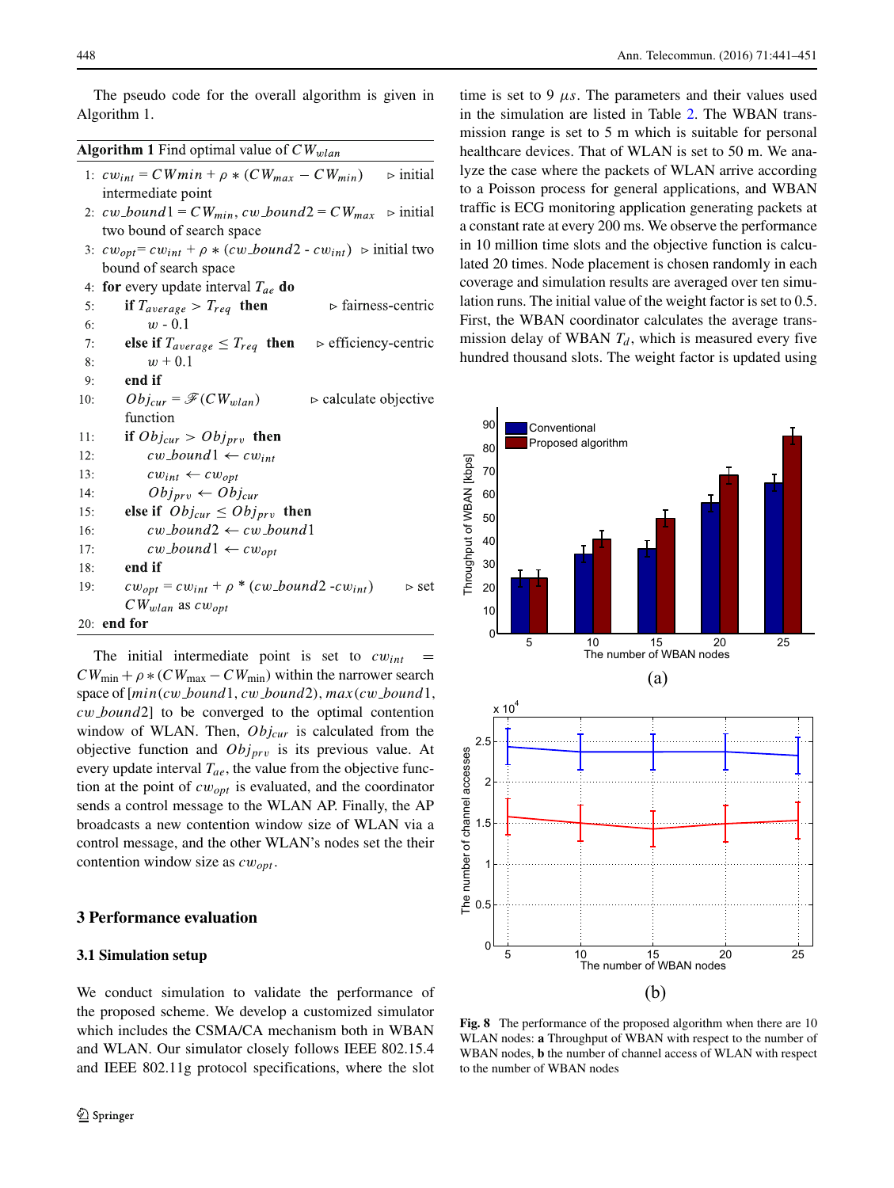The pseudo code for the overall algorithm is given in Algorithm 1.

**Algorithm 1** Find optimal value of $CW_{wlan}$

```
1:  cw_int = CWmin + ρ * (CW_max − CW_min)          ▷ initial intermediate point
2:  cw_bound1 = CW_min, cw_bound2 = CW_max          ▷ initial two bound of search space
3:  cw_opt = cw_int + ρ * (cw_bound2 - cw_int)      ▷ initial two bound of search space
4:  for every update interval T_ae do
5:      if T_average > T_req then                   ▷ fairness-centric
6:          w - 0.1
7:      else if T_average ≤ T_req then              ▷ efficiency-centric
8:          w + 0.1
9:      end if
10:     Obj_cur = F(CW_wlan)                        ▷ calculate objective function
11:     if Obj_cur > Obj_prv then
12:         cw_bound1 ← cw_int
13:         cw_int ← cw_opt
14:         Obj_prv ← Obj_cur
15:     else if Obj_cur ≤ Obj_prv then
16:         cw_bound2 ← cw_bound1
17:         cw_bound1 ← cw_opt
18:     end if
19:     cw_opt = cw_int + ρ * (cw_bound2 -cw_int)   ▷ set CW_wlan as cw_opt
20: end for
```

The initial intermediate point is set to $cw_{int} = CW_{\min} + \rho * (CW_{\max} - CW_{\min})$ within the narrower search space of $[min(cw\_bound1, cw\_bound2), max(cw\_bound1, cw\_bound2]$ to be converged to the optimal contention window of WLAN. Then, $Obj_{cur}$ is calculated from the objective function and $Obj_{prv}$ is its previous value. At every update interval $T_{ae}$, the value from the objective function at the point of $cw_{opt}$ is evaluated, and the coordinator sends a control message to the WLAN AP. Finally, the AP broadcasts a new contention window size of WLAN via a control message, and the other WLAN's nodes set their contention window size as $cw_{opt}$.

## 3 Performance evaluation

### 3.1 Simulation setup

We conduct simulation to validate the performance of the proposed scheme. We develop a customized simulator which includes the CSMA/CA mechanism both in WBAN and WLAN. Our simulator closely follows IEEE 802.15.4 and IEEE 802.11g protocol specifications, where the slot time is set to 9 $\mu s$. The parameters and their values used in the simulation are listed in Table 2. The WBAN transmission range is set to 5 m which is suitable for personal healthcare devices. That of WLAN is set to 50 m. We analyze the case where the packets of WLAN arrive according to a Poisson process for general applications, and WBAN traffic is ECG monitoring application generating packets at a constant rate at every 200 ms. We observe the performance in 10 million time slots and the objective function is calculated 20 times. Node placement is chosen randomly in each coverage and simulation results are averaged over ten simulation runs. The initial value of the weight factor is set to 0.5. First, the WBAN coordinator calculates the average transmission delay of WBAN $T_d$, which is measured every five hundred thousand slots. The weight factor is updated using

**Fig. 8** The performance of the proposed algorithm when there are 10 WLAN nodes: **a** Throughput of WBAN with respect to the number of WBAN nodes, **b** the number of channel access of WLAN with respect to the number of WBAN nodes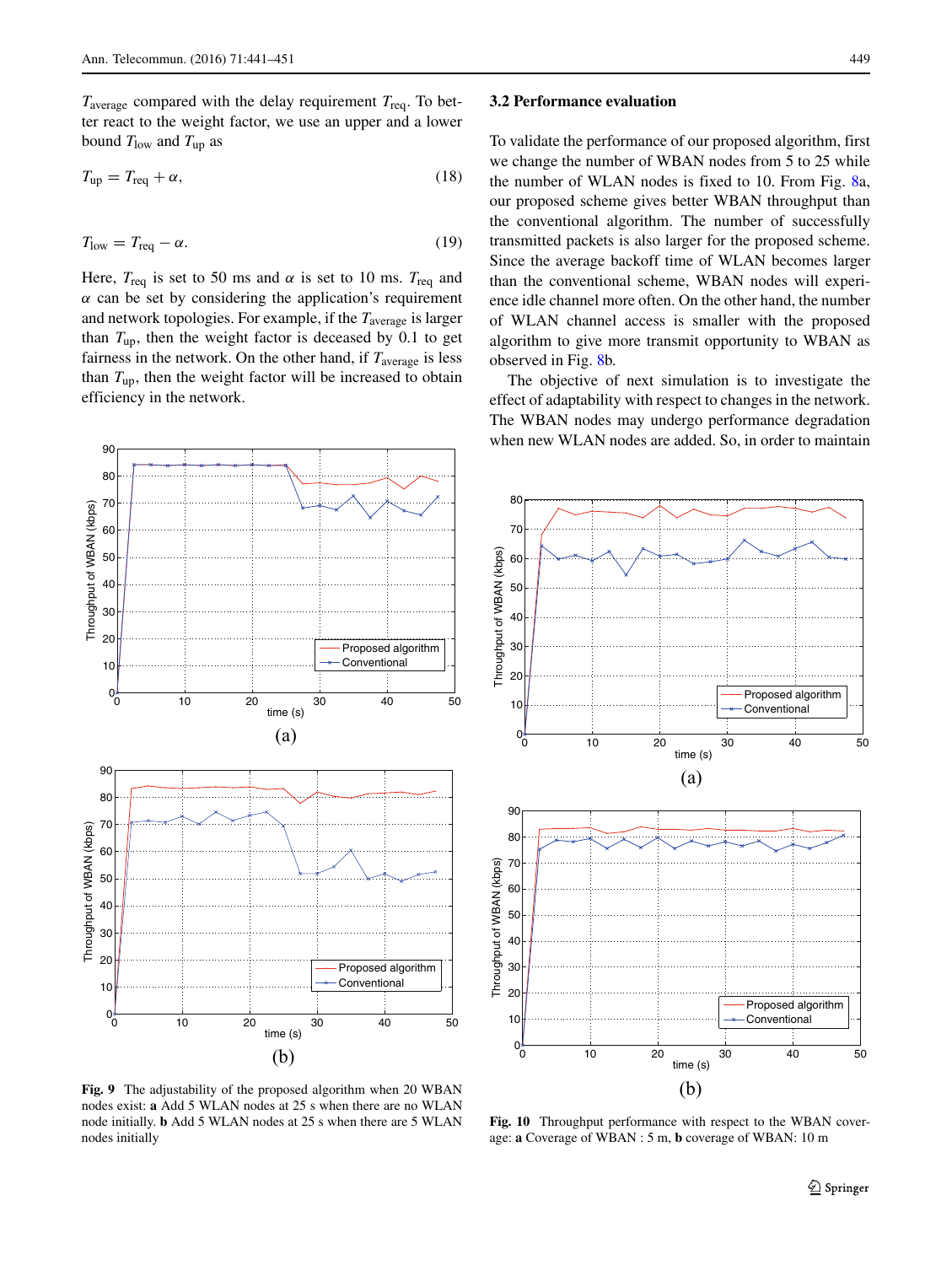$T_{average}$ compared with the delay requirement $T_{req}$. To better react to the weight factor, we use an upper and a lower bound $T_{low}$ and $T_{up}$ as

$$T_{up} = T_{req} + \alpha, \tag{18}$$

$$T_{low} = T_{req} - \alpha. \tag{19}$$

Here, $T_{req}$ is set to 50 ms and $\alpha$ is set to 10 ms. $T_{req}$ and $\alpha$ can be set by considering the application's requirement and network topologies. For example, if the $T_{average}$ is larger than $T_{up}$, then the weight factor is deceased by 0.1 to get fairness in the network. On the other hand, if $T_{average}$ is less than $T_{up}$, then the weight factor will be increased to obtain efficiency in the network.

**Fig. 9** The adjustability of the proposed algorithm when 20 WBAN nodes exist: **a** Add 5 WLAN nodes at 25 s when there are no WLAN node initially. **b** Add 5 WLAN nodes at 25 s when there are 5 WLAN nodes initially

### 3.2 Performance evaluation

To validate the performance of our proposed algorithm, first we change the number of WBAN nodes from 5 to 25 while the number of WLAN nodes is fixed to 10. From Fig. 8a, our proposed scheme gives better WBAN throughput than the conventional algorithm. The number of successfully transmitted packets is also larger for the proposed scheme. Since the average backoff time of WLAN becomes larger than the conventional scheme, WBAN nodes will experience idle channel more often. On the other hand, the number of WLAN channel access is smaller with the proposed algorithm to give more transmit opportunity to WBAN as observed in Fig. 8b.

The objective of next simulation is to investigate the effect of adaptability with respect to changes in the network. The WBAN nodes may undergo performance degradation when new WLAN nodes are added. So, in order to maintain

**Fig. 10** Throughput performance with respect to the WBAN coverage: **a** Coverage of WBAN : 5 m, **b** coverage of WBAN: 10 m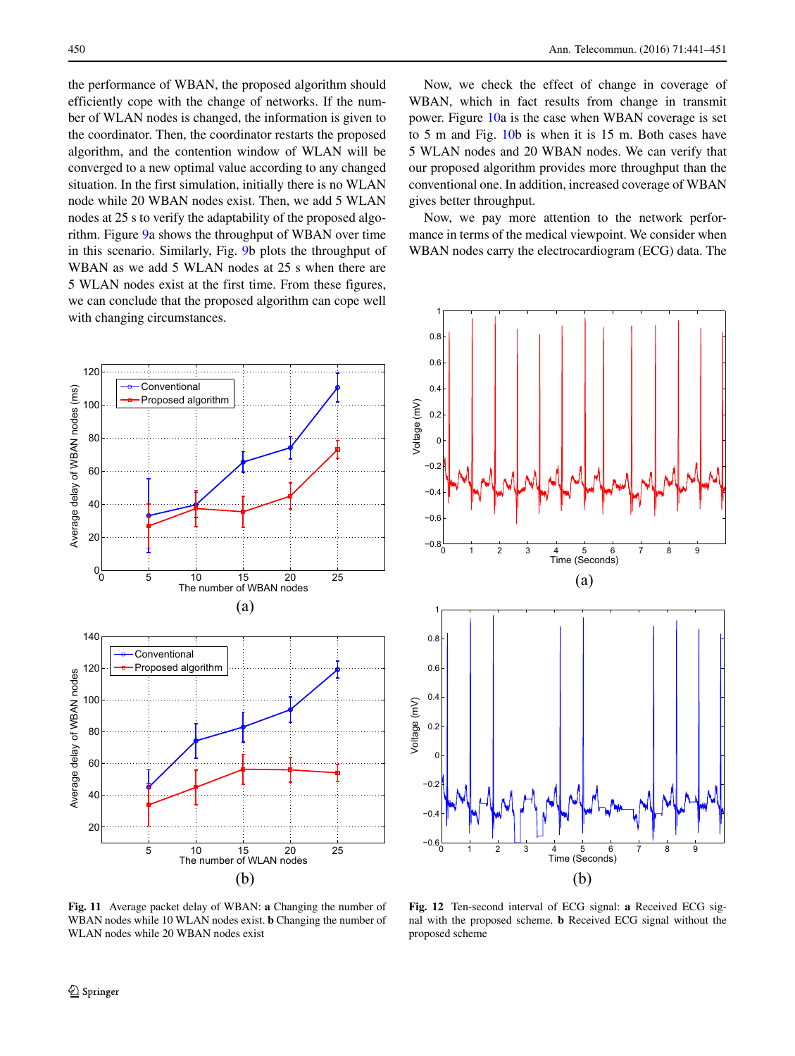the performance of WBAN, the proposed algorithm should efficiently cope with the change of networks. If the number of WLAN nodes is changed, the information is given to the coordinator. Then, the coordinator restarts the proposed algorithm, and the contention window of WLAN will be converged to a new optimal value according to any changed situation. In the first simulation, initially there is no WLAN node while 20 WBAN nodes exist. Then, we add 5 WLAN nodes at 25 s to verify the adaptability of the proposed algorithm. Figure 9a shows the throughput of WBAN over time in this scenario. Similarly, Fig. 9b plots the throughput of WBAN as we add 5 WLAN nodes at 25 s when there are 5 WLAN nodes exist at the first time. From these figures, we can conclude that the proposed algorithm can cope well with changing circumstances.

Now, we check the effect of change in coverage of WBAN, which in fact results from change in transmit power. Figure 10a is the case when WBAN coverage is set to 5 m and Fig. 10b is when it is 15 m. Both cases have 5 WLAN nodes and 20 WBAN nodes. We can verify that our proposed algorithm provides more throughput than the conventional one. In addition, increased coverage of WBAN gives better throughput.

Now, we pay more attention to the network performance in terms of the medical viewpoint. We consider when WBAN nodes carry the electrocardiogram (ECG) data. The

**Fig. 11** Average packet delay of WBAN: **a** Changing the number of WBAN nodes while 10 WLAN nodes exist. **b** Changing the number of WLAN nodes while 20 WBAN nodes exist

**Fig. 12** Ten-second interval of ECG signal: **a** Received ECG signal with the proposed scheme. **b** Received ECG signal without the proposed scheme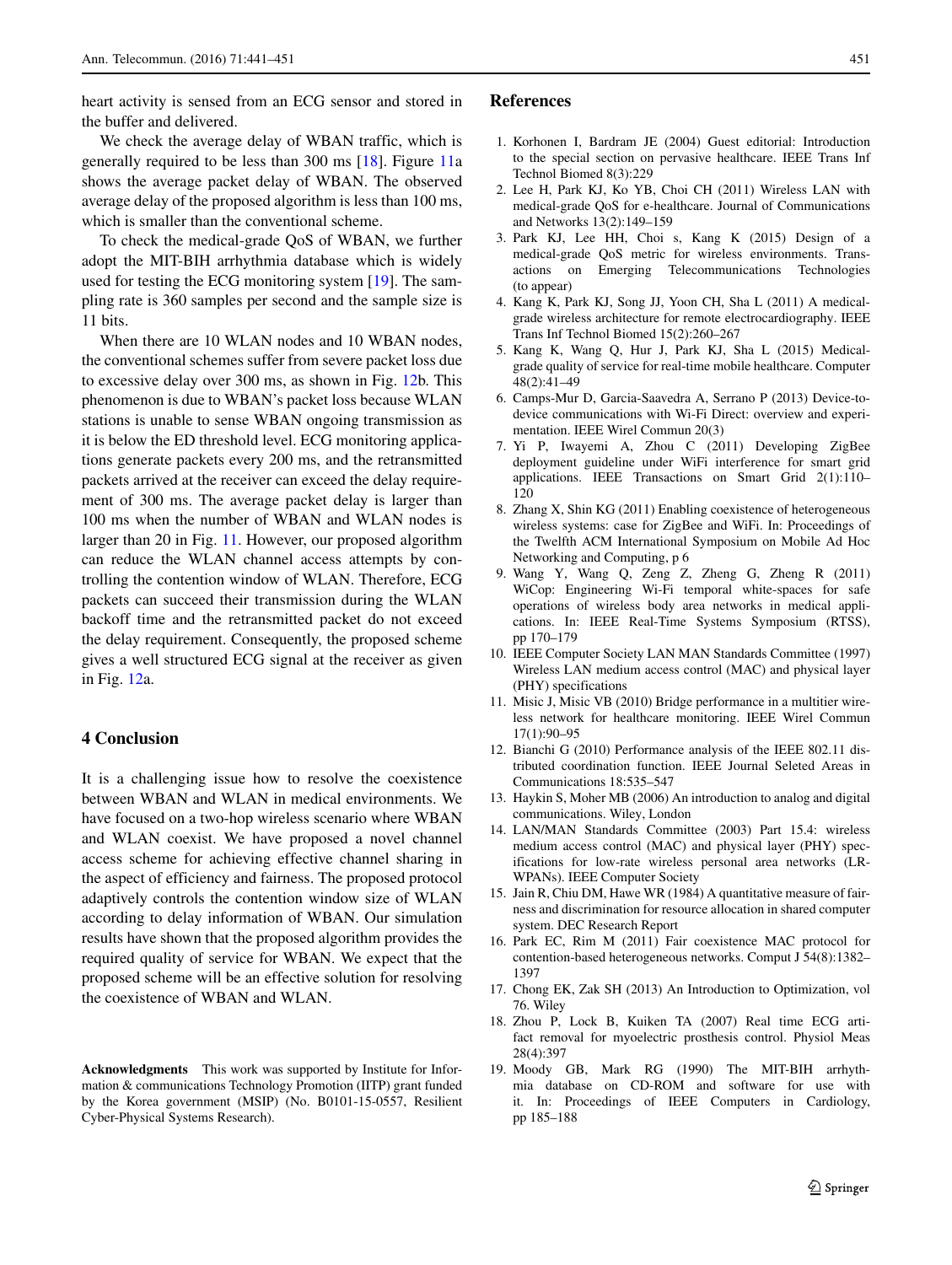heart activity is sensed from an ECG sensor and stored in the buffer and delivered.

We check the average delay of WBAN traffic, which is generally required to be less than 300 ms [18]. Figure 11a shows the average packet delay of WBAN. The observed average delay of the proposed algorithm is less than 100 ms, which is smaller than the conventional scheme.

To check the medical-grade QoS of WBAN, we further adopt the MIT-BIH arrhythmia database which is widely used for testing the ECG monitoring system [19]. The sampling rate is 360 samples per second and the sample size is 11 bits.

When there are 10 WLAN nodes and 10 WBAN nodes, the conventional schemes suffer from severe packet loss due to excessive delay over 300 ms, as shown in Fig. 12b. This phenomenon is due to WBAN's packet loss because WLAN stations is unable to sense WBAN ongoing transmission as it is below the ED threshold level. ECG monitoring applications generate packets every 200 ms, and the retransmitted packets arrived at the receiver can exceed the delay requirement of 300 ms. The average packet delay is larger than 100 ms when the number of WBAN and WLAN nodes is larger than 20 in Fig. 11. However, our proposed algorithm can reduce the WLAN channel access attempts by controlling the contention window of WLAN. Therefore, ECG packets can succeed their transmission during the WLAN backoff time and the retransmitted packet do not exceed the delay requirement. Consequently, the proposed scheme gives a well structured ECG signal at the receiver as given in Fig. 12a.

## 4 Conclusion

It is a challenging issue how to resolve the coexistence between WBAN and WLAN in medical environments. We have focused on a two-hop wireless scenario where WBAN and WLAN coexist. We have proposed a novel channel access scheme for achieving effective channel sharing in the aspect of efficiency and fairness. The proposed protocol adaptively controls the contention window size of WLAN according to delay information of WBAN. Our simulation results have shown that the proposed algorithm provides the required quality of service for WBAN. We expect that the proposed scheme will be an effective solution for resolving the coexistence of WBAN and WLAN.

**Acknowledgments** This work was supported by Institute for Information & communications Technology Promotion (IITP) grant funded by the Korea government (MSIP) (No. B0101-15-0557, Resilient Cyber-Physical Systems Research).

## References

1. Korhonen I, Bardram JE (2004) Guest editorial: Introduction to the special section on pervasive healthcare. IEEE Trans Inf Technol Biomed 8(3):229
2. Lee H, Park KJ, Ko YB, Choi CH (2011) Wireless LAN with medical-grade QoS for e-healthcare. Journal of Communications and Networks 13(2):149–159
3. Park KJ, Lee HH, Choi s, Kang K (2015) Design of a medical-grade QoS metric for wireless environments. Transactions on Emerging Telecommunications Technologies (to appear)
4. Kang K, Park KJ, Song JJ, Yoon CH, Sha L (2011) A medical-grade wireless architecture for remote electrocardiography. IEEE Trans Inf Technol Biomed 15(2):260–267
5. Kang K, Wang Q, Hur J, Park KJ, Sha L (2015) Medical-grade quality of service for real-time mobile healthcare. Computer 48(2):41–49
6. Camps-Mur D, Garcia-Saavedra A, Serrano P (2013) Device-to-device communications with Wi-Fi Direct: overview and experimentation. IEEE Wirel Commun 20(3)
7. Yi P, Iwayemi A, Zhou C (2011) Developing ZigBee deployment guideline under WiFi interference for smart grid applications. IEEE Transactions on Smart Grid 2(1):110–120
8. Zhang X, Shin KG (2011) Enabling coexistence of heterogeneous wireless systems: case for ZigBee and WiFi. In: Proceedings of the Twelfth ACM International Symposium on Mobile Ad Hoc Networking and Computing, p 6
9. Wang Y, Wang Q, Zeng Z, Zheng G, Zheng R (2011) WiCop: Engineering Wi-Fi temporal white-spaces for safe operations of wireless body area networks in medical applications. In: IEEE Real-Time Systems Symposium (RTSS), pp 170–179
10. IEEE Computer Society LAN MAN Standards Committee (1997) Wireless LAN medium access control (MAC) and physical layer (PHY) specifications
11. Misic J, Misic VB (2010) Bridge performance in a multitier wireless network for healthcare monitoring. IEEE Wirel Commun 17(1):90–95
12. Bianchi G (2010) Performance analysis of the IEEE 802.11 distributed coordination function. IEEE Journal Seleted Areas in Communications 18:535–547
13. Haykin S, Moher MB (2006) An introduction to analog and digital communications. Wiley, London
14. LAN/MAN Standards Committee (2003) Part 15.4: wireless medium access control (MAC) and physical layer (PHY) specifications for low-rate wireless personal area networks (LR-WPANs). IEEE Computer Society
15. Jain R, Chiu DM, Hawe WR (1984) A quantitative measure of fairness and discrimination for resource allocation in shared computer system. DEC Research Report
16. Park EC, Rim M (2011) Fair coexistence MAC protocol for contention-based heterogeneous networks. Comput J 54(8):1382–1397
17. Chong EK, Zak SH (2013) An Introduction to Optimization, vol 76. Wiley
18. Zhou P, Lock B, Kuiken TA (2007) Real time ECG artifact removal for myoelectric prosthesis control. Physiol Meas 28(4):397
19. Moody GB, Mark RG (1990) The MIT-BIH arrhythmia database on CD-ROM and software for use with it. In: Proceedings of IEEE Computers in Cardiology, pp 185–188